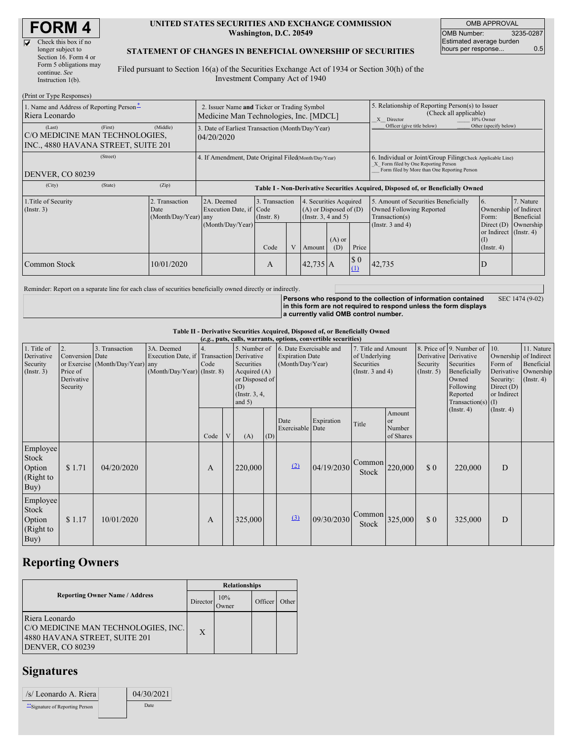# FORM 4

☑ Check this box if no longer subject to Section 16. Form 4 or Form 5 obligations may continue. *See* Instruction 1(b).

**UNITED STATES SECURITIES AND EXCHANGE COMMISSION**
**Washington, D.C. 20549**

**STATEMENT OF CHANGES IN BENEFICIAL OWNERSHIP OF SECURITIES**

Filed pursuant to Section 16(a) of the Securities Exchange Act of 1934 or Section 30(h) of the Investment Company Act of 1940

| OMB APPROVAL | |
|---|---|
| OMB Number: | 3235-0287 |
| Estimated average burden hours per response... | 0.5 |

(Print or Type Responses)

1. Name and Address of Reporting Person*
Riera Leonardo

(Last) (First) (Middle)
C/O MEDICINE MAN TECHNOLOGIES, INC., 4880 HAVANA STREET, SUITE 201

(Street)
DENVER, CO 80239

(City) (State) (Zip)

2. Issuer Name **and** Ticker or Trading Symbol
Medicine Man Technologies, Inc. [MDCL]

3. Date of Earliest Transaction (Month/Day/Year)
04/20/2020

4. If Amendment, Date Original Filed (Month/Day/Year)

5. Relationship of Reporting Person(s) to Issuer (Check all applicable)
_X_ Director ___ 10% Owner
___ Officer (give title below) ___ Other (specify below)

6. Individual or Joint/Group Filing (Check Applicable Line)
_X_ Form filed by One Reporting Person
___ Form filed by More than One Reporting Person

**Table I - Non-Derivative Securities Acquired, Disposed of, or Beneficially Owned**

| 1.Title of Security (Instr. 3) | 2. Transaction Date (Month/Day/Year) | 2A. Deemed Execution Date, if any (Month/Day/Year) | 3. Transaction Code (Instr. 8) | | 4. Securities Acquired (A) or Disposed of (D) (Instr. 3, 4 and 5) | | | 5. Amount of Securities Beneficially Owned Following Reported Transaction(s) (Instr. 3 and 4) | 6. Ownership Form: Direct (D) or Indirect (I) (Instr. 4) | 7. Nature of Indirect Beneficial Ownership (Instr. 4) |
|---|---|---|---|---|---|---|---|---|---|---|
| | | | Code | V | Amount | (A) or (D) | Price | | | |
| Common Stock | 10/01/2020 | | A | | 42,735 | A | $ 0 (1) | 42,735 | D | |

Reminder: Report on a separate line for each class of securities beneficially owned directly or indirectly.

**Persons who respond to the collection of information contained in this form are not required to respond unless the form displays a currently valid OMB control number.** SEC 1474 (9-02)

**Table II - Derivative Securities Acquired, Disposed of, or Beneficially Owned**
**(*e.g.*, puts, calls, warrants, options, convertible securities)**

| 1. Title of Derivative Security (Instr. 3) | 2. Conversion or Exercise Price of Derivative Security | 3. Transaction Date (Month/Day/Year) | 3A. Deemed Execution Date, if any (Month/Day/Year) | 4. Transaction Code (Instr. 8) | | 5. Number of Derivative Securities Acquired (A) or Disposed of (D) (Instr. 3, 4, and 5) | | 6. Date Exercisable and Expiration Date (Month/Day/Year) | | 7. Title and Amount of Underlying Securities (Instr. 3 and 4) | | 8. Price of Derivative Security (Instr. 5) | 9. Number of Derivative Securities Beneficially Owned Following Reported Transaction(s) (Instr. 4) | 10. Ownership Form of Derivative Security: Direct (D) or Indirect (I) (Instr. 4) | 11. Nature of Indirect Beneficial Ownership (Instr. 4) |
|---|---|---|---|---|---|---|---|---|---|---|---|---|---|---|---|
| | | | | Code | V | (A) | (D) | Date Exercisable | Expiration Date | Title | Amount or Number of Shares | | | | |
| Employee Stock Option (Right to Buy) | $ 1.71 | 04/20/2020 | | A | | 220,000 | | (2) | 04/19/2030 | Common Stock | 220,000 | $ 0 | 220,000 | D | |
| Employee Stock Option (Right to Buy) | $ 1.17 | 10/01/2020 | | A | | 325,000 | | (3) | 09/30/2030 | Common Stock | 325,000 | $ 0 | 325,000 | D | |

## Reporting Owners

| Reporting Owner Name / Address | Relationships | | | |
|---|---|---|---|---|
| | Director | 10% Owner | Officer | Other |
| Riera Leonardo<br>C/O MEDICINE MAN TECHNOLOGIES, INC.<br>4880 HAVANA STREET, SUITE 201<br>DENVER, CO 80239 | X | | | |

## Signatures

| /s/ Leonardo A. Riera | 04/30/2021 |
|---|---|
| **Signature of Reporting Person | Date |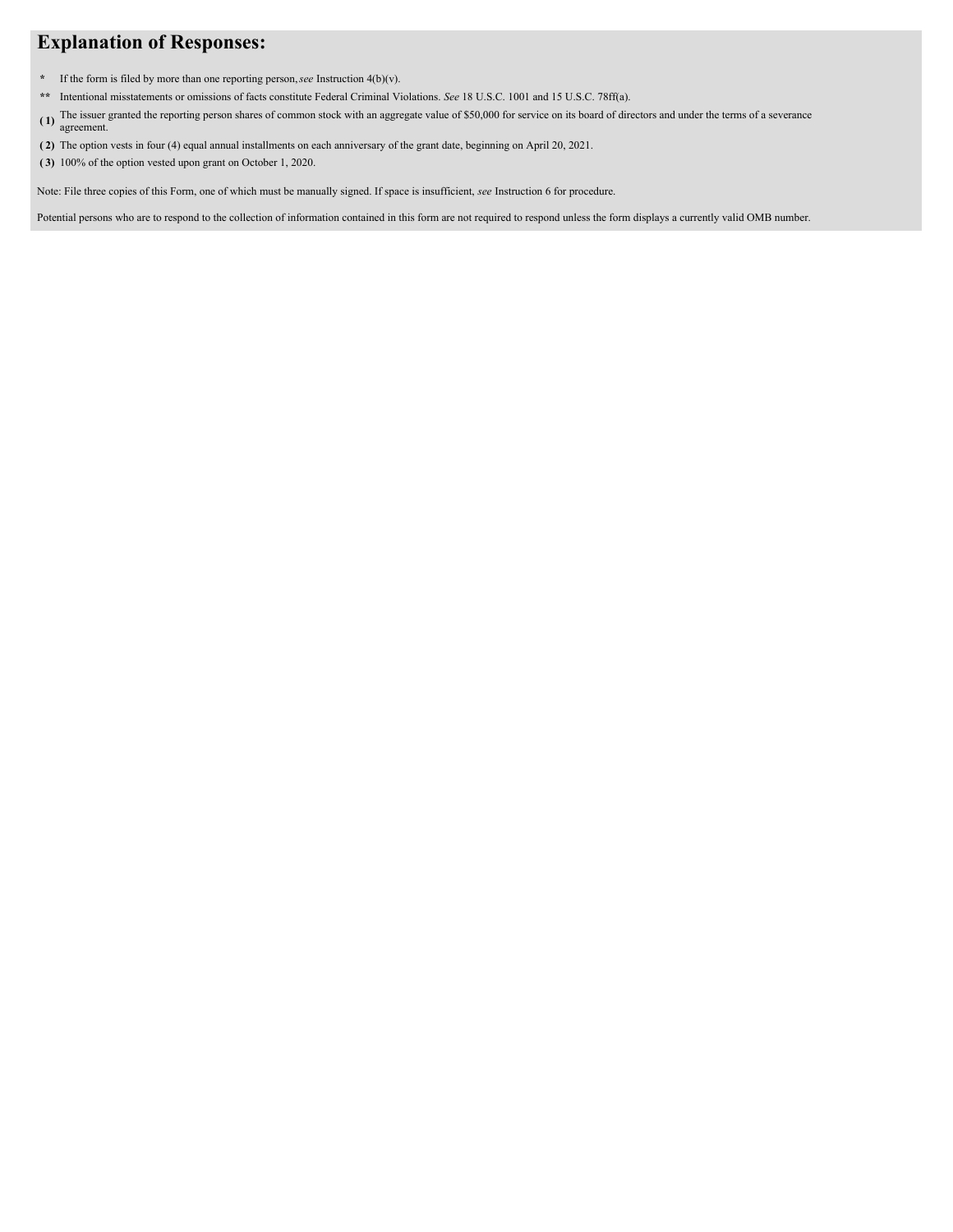# Explanation of Responses:

\* If the form is filed by more than one reporting person, *see* Instruction 4(b)(v).

\*\* Intentional misstatements or omissions of facts constitute Federal Criminal Violations. *See* 18 U.S.C. 1001 and 15 U.S.C. 78ff(a).

**( 1)** The issuer granted the reporting person shares of common stock with an aggregate value of $50,000 for service on its board of directors and under the terms of a severance agreement.

**( 2)** The option vests in four (4) equal annual installments on each anniversary of the grant date, beginning on April 20, 2021.

**( 3)** 100% of the option vested upon grant on October 1, 2020.

Note: File three copies of this Form, one of which must be manually signed. If space is insufficient, *see* Instruction 6 for procedure.

Potential persons who are to respond to the collection of information contained in this form are not required to respond unless the form displays a currently valid OMB number.